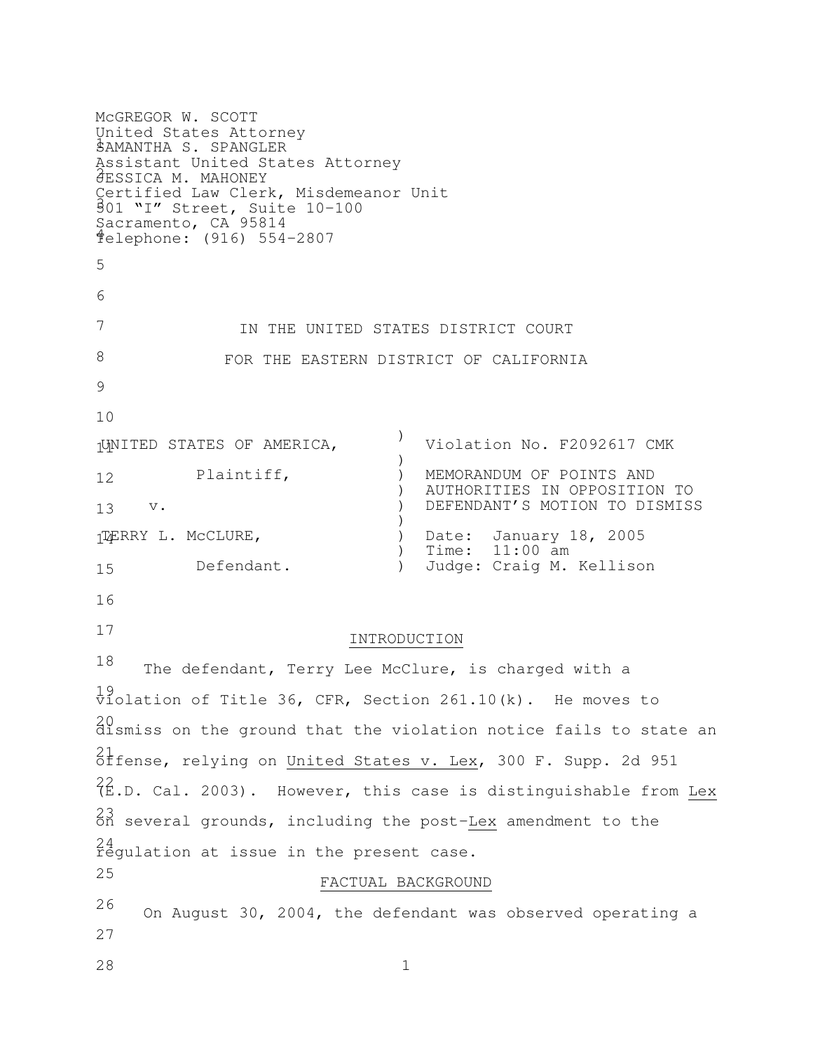McGREGOR W. SCOTT
United States Attorney
SAMANTHA S. SPANGLER
Assistant United States Attorney
JESSICA M. MAHONEY
Certified Law Clerk, Misdemeanor Unit
501 "I" Street, Suite 10-100
Sacramento, CA 95814
Telephone: (916) 554-2807

IN THE UNITED STATES DISTRICT COURT

FOR THE EASTERN DISTRICT OF CALIFORNIA

| | |
|---|---|
| UNITED STATES OF AMERICA, | Violation No. F2092617 CMK |
| Plaintiff, | MEMORANDUM OF POINTS AND AUTHORITIES IN OPPOSITION TO DEFENDANT'S MOTION TO DISMISS |
| v. | |
| TERRY L. McCLURE, | Date: January 18, 2005 |
| | Time: 11:00 am |
| Defendant. | Judge: Craig M. Kellison |

## INTRODUCTION

The defendant, Terry Lee McClure, is charged with a violation of Title 36, CFR, Section 261.10(k). He moves to dismiss on the ground that the violation notice fails to state an offense, relying on United States v. Lex, 300 F. Supp. 2d 951 (E.D. Cal. 2003). However, this case is distinguishable from Lex on several grounds, including the post-Lex amendment to the regulation at issue in the present case.

## FACTUAL BACKGROUND

On August 30, 2004, the defendant was observed operating a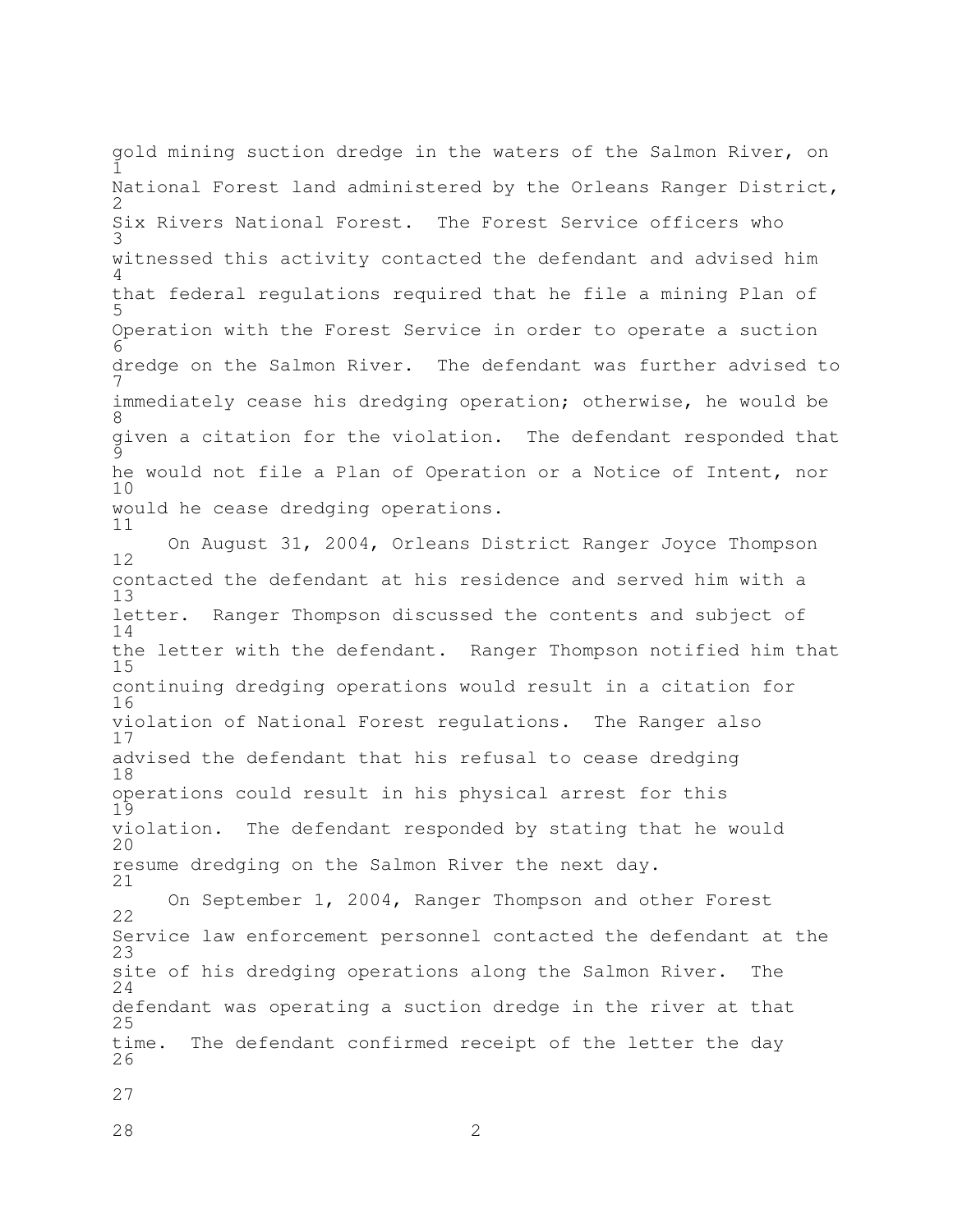gold mining suction dredge in the waters of the Salmon River, on National Forest land administered by the Orleans Ranger District, Six Rivers National Forest. The Forest Service officers who witnessed this activity contacted the defendant and advised him that federal regulations required that he file a mining Plan of Operation with the Forest Service in order to operate a suction dredge on the Salmon River. The defendant was further advised to immediately cease his dredging operation; otherwise, he would be given a citation for the violation. The defendant responded that he would not file a Plan of Operation or a Notice of Intent, nor would he cease dredging operations.

On August 31, 2004, Orleans District Ranger Joyce Thompson contacted the defendant at his residence and served him with a letter. Ranger Thompson discussed the contents and subject of the letter with the defendant. Ranger Thompson notified him that continuing dredging operations would result in a citation for violation of National Forest regulations. The Ranger also advised the defendant that his refusal to cease dredging operations could result in his physical arrest for this violation. The defendant responded by stating that he would resume dredging on the Salmon River the next day.

On September 1, 2004, Ranger Thompson and other Forest Service law enforcement personnel contacted the defendant at the site of his dredging operations along the Salmon River. The defendant was operating a suction dredge in the river at that time. The defendant confirmed receipt of the letter the day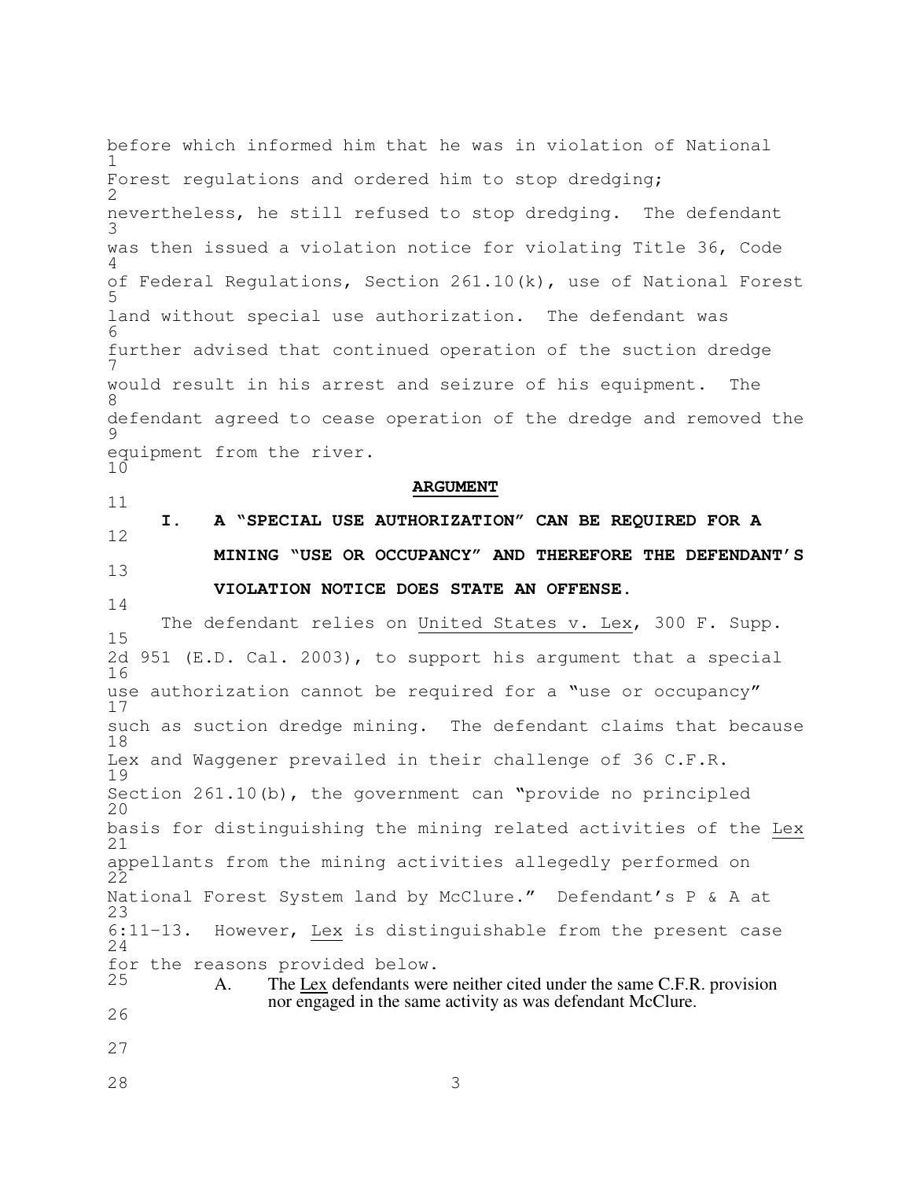before which informed him that he was in violation of National Forest regulations and ordered him to stop dredging; nevertheless, he still refused to stop dredging. The defendant was then issued a violation notice for violating Title 36, Code of Federal Regulations, Section 261.10(k), use of National Forest land without special use authorization. The defendant was further advised that continued operation of the suction dredge would result in his arrest and seizure of his equipment. The defendant agreed to cease operation of the dredge and removed the equipment from the river.

## ARGUMENT

### I. A "SPECIAL USE AUTHORIZATION" CAN BE REQUIRED FOR A MINING "USE OR OCCUPANCY" AND THEREFORE THE DEFENDANT'S VIOLATION NOTICE DOES STATE AN OFFENSE.

The defendant relies on United States v. Lex, 300 F. Supp. 2d 951 (E.D. Cal. 2003), to support his argument that a special use authorization cannot be required for a "use or occupancy" such as suction dredge mining. The defendant claims that because Lex and Waggener prevailed in their challenge of 36 C.F.R. Section 261.10(b), the government can "provide no principled basis for distinguishing the mining related activities of the Lex appellants from the mining activities allegedly performed on National Forest System land by McClure." Defendant's P & A at 6:11-13. However, Lex is distinguishable from the present case for the reasons provided below.

A. The Lex defendants were neither cited under the same C.F.R. provision nor engaged in the same activity as was defendant McClure.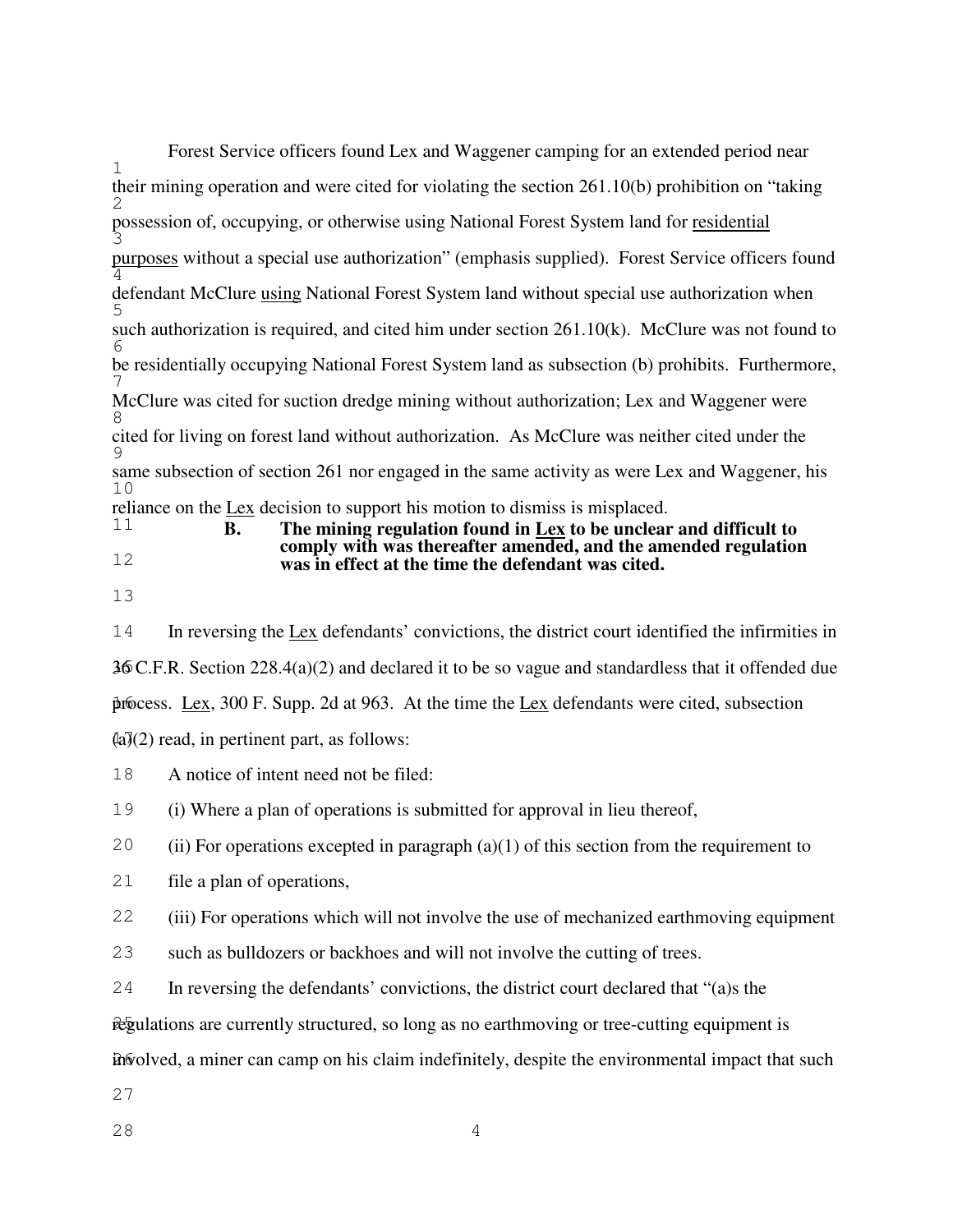Forest Service officers found Lex and Waggener camping for an extended period near their mining operation and were cited for violating the section 261.10(b) prohibition on "taking possession of, occupying, or otherwise using National Forest System land for residential purposes without a special use authorization" (emphasis supplied). Forest Service officers found defendant McClure using National Forest System land without special use authorization when such authorization is required, and cited him under section 261.10(k). McClure was not found to be residentially occupying National Forest System land as subsection (b) prohibits. Furthermore, McClure was cited for suction dredge mining without authorization; Lex and Waggener were cited for living on forest land without authorization. As McClure was neither cited under the same subsection of section 261 nor engaged in the same activity as were Lex and Waggener, his reliance on the Lex decision to support his motion to dismiss is misplaced.

**B. The mining regulation found in Lex to be unclear and difficult to comply with was thereafter amended, and the amended regulation was in effect at the time the defendant was cited.**

In reversing the Lex defendants' convictions, the district court identified the infirmities in 36 C.F.R. Section 228.4(a)(2) and declared it to be so vague and standardless that it offended due process. Lex, 300 F. Supp. 2d at 963. At the time the Lex defendants were cited, subsection (a)(2) read, in pertinent part, as follows:

> A notice of intent need not be filed:
>
> (i) Where a plan of operations is submitted for approval in lieu thereof,
>
> (ii) For operations excepted in paragraph (a)(1) of this section from the requirement to file a plan of operations,
>
> (iii) For operations which will not involve the use of mechanized earthmoving equipment such as bulldozers or backhoes and will not involve the cutting of trees.

In reversing the defendants' convictions, the district court declared that "(a)s the regulations are currently structured, so long as no earthmoving or tree-cutting equipment is involved, a miner can camp on his claim indefinitely, despite the environmental impact that such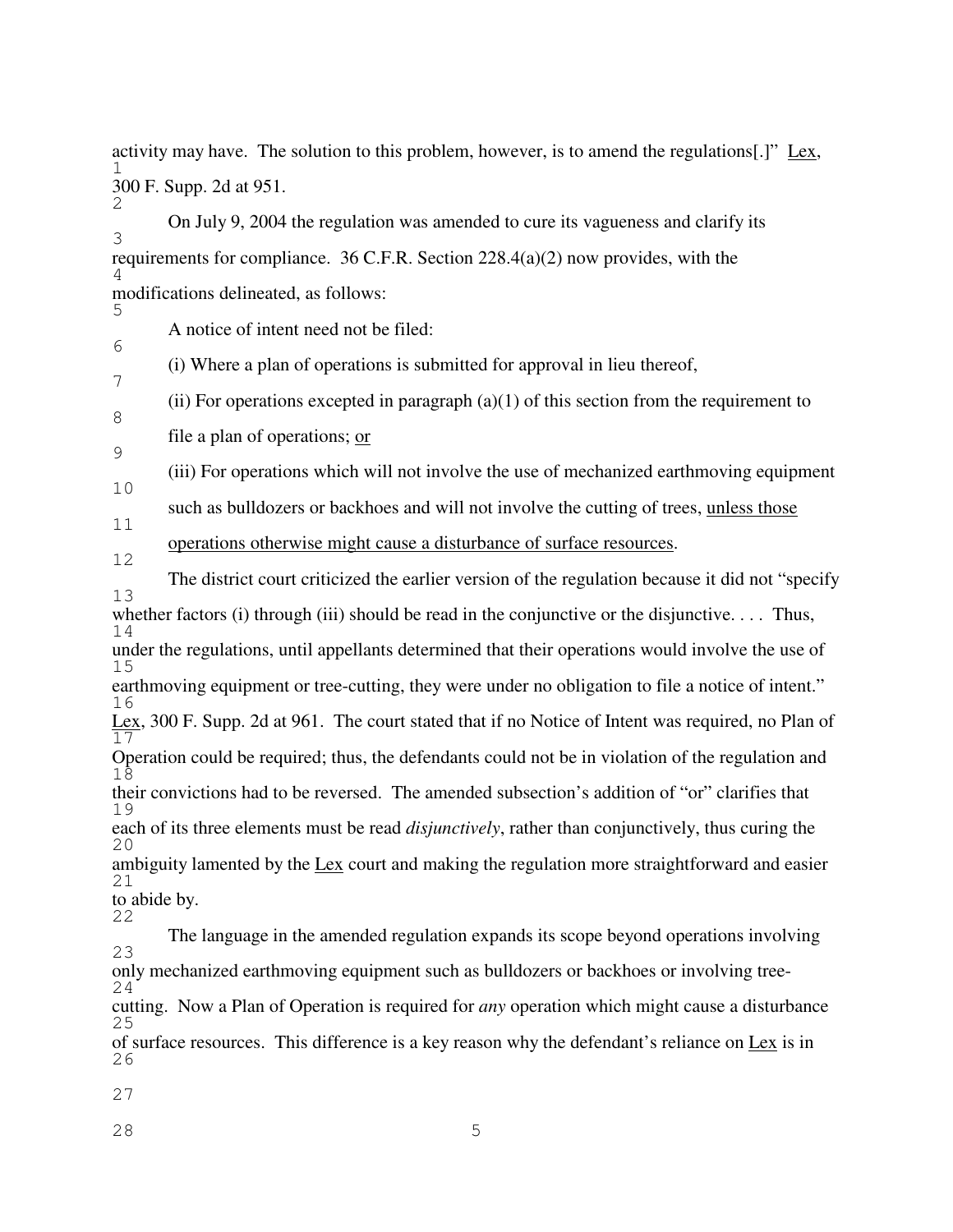activity may have. The solution to this problem, however, is to amend the regulations[.]" Lex, 300 F. Supp. 2d at 951.

On July 9, 2004 the regulation was amended to cure its vagueness and clarify its requirements for compliance. 36 C.F.R. Section 228.4(a)(2) now provides, with the modifications delineated, as follows:

> A notice of intent need not be filed:
>
> (i) Where a plan of operations is submitted for approval in lieu thereof,
>
> (ii) For operations excepted in paragraph (a)(1) of this section from the requirement to file a plan of operations; <u>or</u>
>
> (iii) For operations which will not involve the use of mechanized earthmoving equipment such as bulldozers or backhoes and will not involve the cutting of trees, <u>unless those operations otherwise might cause a disturbance of surface resources</u>.

The district court criticized the earlier version of the regulation because it did not "specify whether factors (i) through (iii) should be read in the conjunctive or the disjunctive. . . . Thus, under the regulations, until appellants determined that their operations would involve the use of earthmoving equipment or tree-cutting, they were under no obligation to file a notice of intent." Lex, 300 F. Supp. 2d at 961. The court stated that if no Notice of Intent was required, no Plan of Operation could be required; thus, the defendants could not be in violation of the regulation and their convictions had to be reversed. The amended subsection's addition of "or" clarifies that each of its three elements must be read *disjunctively*, rather than conjunctively, thus curing the ambiguity lamented by the Lex court and making the regulation more straightforward and easier to abide by.

The language in the amended regulation expands its scope beyond operations involving only mechanized earthmoving equipment such as bulldozers or backhoes or involving tree-cutting. Now a Plan of Operation is required for *any* operation which might cause a disturbance of surface resources. This difference is a key reason why the defendant's reliance on Lex is in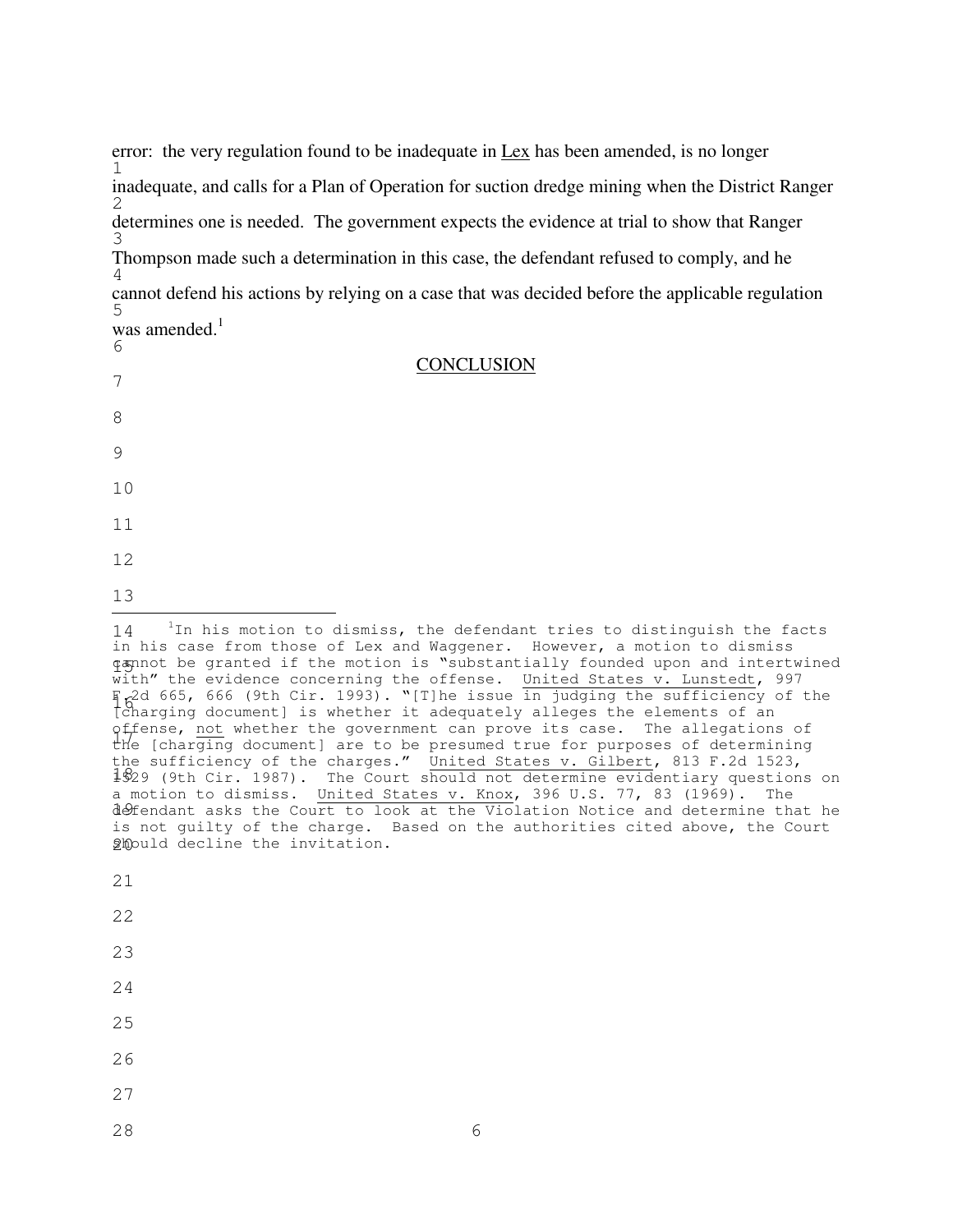error: the very regulation found to be inadequate in Lex has been amended, is no longer inadequate, and calls for a Plan of Operation for suction dredge mining when the District Ranger determines one is needed. The government expects the evidence at trial to show that Ranger Thompson made such a determination in this case, the defendant refused to comply, and he cannot defend his actions by relying on a case that was decided before the applicable regulation was amended.[1]

## CONCLUSION

[1] In his motion to dismiss, the defendant tries to distinguish the facts in his case from those of Lex and Waggener. However, a motion to dismiss cannot be granted if the motion is "substantially founded upon and intertwined with" the evidence concerning the offense. United States v. Lunstedt, 997 F.2d 665, 666 (9th Cir. 1993). "[T]he issue in judging the sufficiency of the [charging document] is whether it adequately alleges the elements of an offense, not whether the government can prove its case. The allegations of the [charging document] are to be presumed true for purposes of determining the sufficiency of the charges." United States v. Gilbert, 813 F.2d 1523, 1529 (9th Cir. 1987). The Court should not determine evidentiary questions on a motion to dismiss. United States v. Knox, 396 U.S. 77, 83 (1969). The defendant asks the Court to look at the Violation Notice and determine that he is not guilty of the charge. Based on the authorities cited above, the Court should decline the invitation.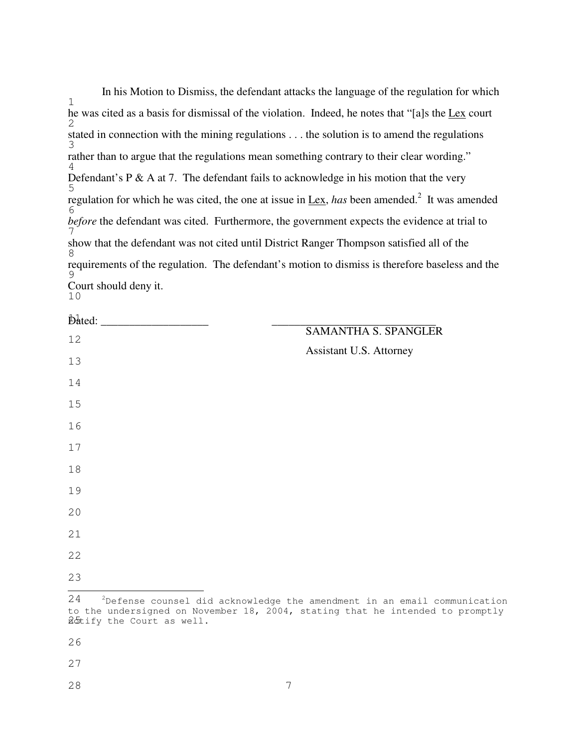In his Motion to Dismiss, the defendant attacks the language of the regulation for which he was cited as a basis for dismissal of the violation. Indeed, he notes that "[a]s the Lex court stated in connection with the mining regulations . . . the solution is to amend the regulations rather than to argue that the regulations mean something contrary to their clear wording." Defendant's P & A at 7. The defendant fails to acknowledge in his motion that the very regulation for which he was cited, the one at issue in Lex, *has* been amended.[2] It was amended *before* the defendant was cited. Furthermore, the government expects the evidence at trial to show that the defendant was not cited until District Ranger Thompson satisfied all of the requirements of the regulation. The defendant's motion to dismiss is therefore baseless and the Court should deny it.

Dated: ___________________ ______________________________

SAMANTHA S. SPANGLER

Assistant U.S. Attorney

---

[2] Defense counsel did acknowledge the amendment in an email communication to the undersigned on November 18, 2004, stating that he intended to promptly notify the Court as well.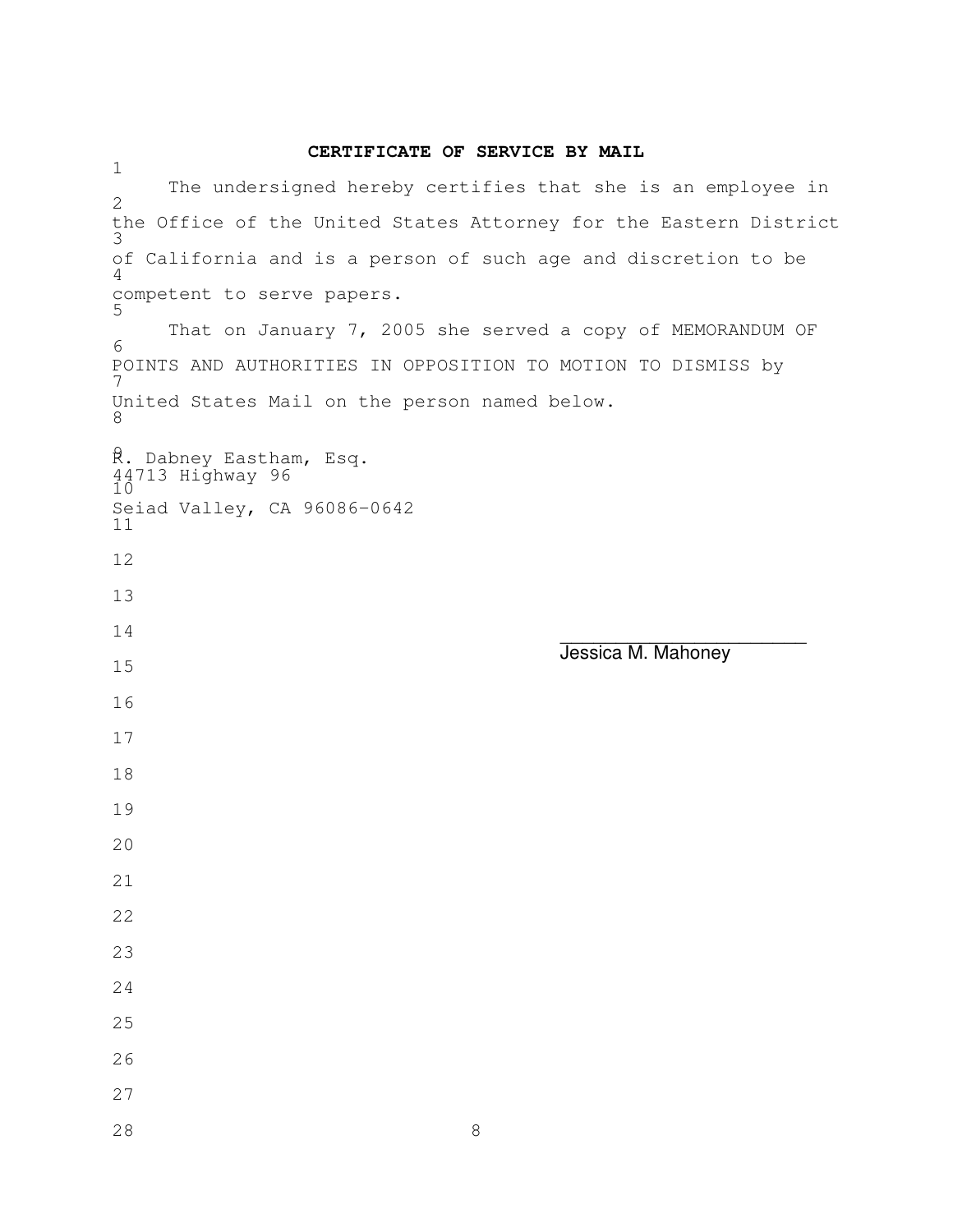**CERTIFICATE OF SERVICE BY MAIL**

The undersigned hereby certifies that she is an employee in the Office of the United States Attorney for the Eastern District of California and is a person of such age and discretion to be competent to serve papers.

That on January 7, 2005 she served a copy of MEMORANDUM OF POINTS AND AUTHORITIES IN OPPOSITION TO MOTION TO DISMISS by United States Mail on the person named below.

R. Dabney Eastham, Esq.
44713 Highway 96
Seiad Valley, CA 96086-0642

_________________________
Jessica M. Mahoney